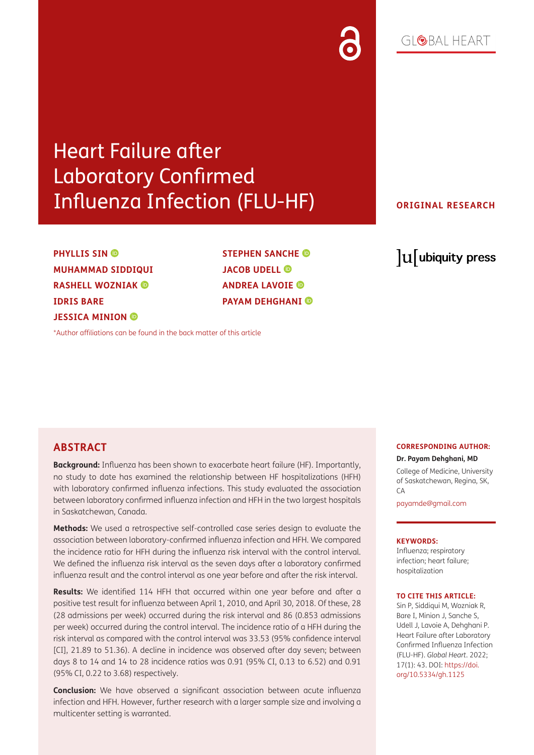# Heart Failure after Laboratory Confirmed Influenza Infection (FLU-HF)

**ORIGINAL RESEARCH**

**PHYLLIS SIN**
**MUHAMMAD SIDDIQUI**
**RASHELL WOZNIAK**
**IDRIS BARE**
**JESSICA MINION**
**STEPHEN SANCHE**
**JACOB UDELL**
**ANDREA LAVOIE**
**PAYAM DEHGHANI**

*Author affiliations can be found in the back matter of this article

## ABSTRACT

**Background:** Influenza has been shown to exacerbate heart failure (HF). Importantly, no study to date has examined the relationship between HF hospitalizations (HFH) with laboratory confirmed influenza infections. This study evaluated the association between laboratory confirmed influenza infection and HFH in the two largest hospitals in Saskatchewan, Canada.

**Methods:** We used a retrospective self-controlled case series design to evaluate the association between laboratory-confirmed influenza infection and HFH. We compared the incidence ratio for HFH during the influenza risk interval with the control interval. We defined the influenza risk interval as the seven days after a laboratory confirmed influenza result and the control interval as one year before and after the risk interval.

**Results:** We identified 114 HFH that occurred within one year before and after a positive test result for influenza between April 1, 2010, and April 30, 2018. Of these, 28 (28 admissions per week) occurred during the risk interval and 86 (0.853 admissions per week) occurred during the control interval. The incidence ratio of a HFH during the risk interval as compared with the control interval was 33.53 (95% confidence interval [CI], 21.89 to 51.36). A decline in incidence was observed after day seven; between days 8 to 14 and 14 to 28 incidence ratios was 0.91 (95% CI, 0.13 to 6.52) and 0.91 (95% CI, 0.22 to 3.68) respectively.

**Conclusion:** We have observed a significant association between acute influenza infection and HFH. However, further research with a larger sample size and involving a multicenter setting is warranted.

**CORRESPONDING AUTHOR:**

**Dr. Payam Dehghani, MD**

College of Medicine, University of Saskatchewan, Regina, SK, CA

payamde@gmail.com

**KEYWORDS:**

Influenza; respiratory infection; heart failure; hospitalization

**TO CITE THIS ARTICLE:**

Sin P, Siddiqui M, Wozniak R, Bare I, Minion J, Sanche S, Udell J, Lavoie A, Dehghani P. Heart Failure after Laboratory Confirmed Influenza Infection (FLU-HF). *Global Heart*. 2022; 17(1): 43. DOI: https://doi.org/10.5334/gh.1125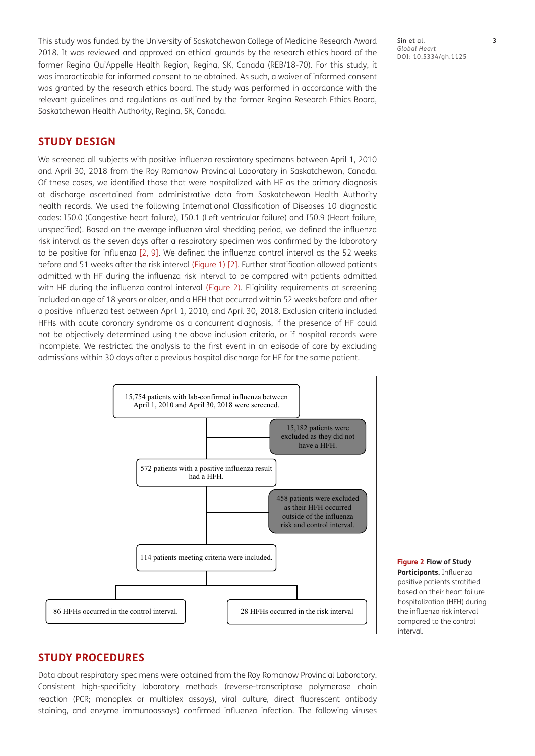This study was funded by the University of Saskatchewan College of Medicine Research Award 2018. It was reviewed and approved on ethical grounds by the research ethics board of the former Regina Qu'Appelle Health Region, Regina, SK, Canada (REB/18-70). For this study, it was impracticable for informed consent to be obtained. As such, a waiver of informed consent was granted by the research ethics board. The study was performed in accordance with the relevant guidelines and regulations as outlined by the former Regina Research Ethics Board, Saskatchewan Health Authority, Regina, SK, Canada.

## STUDY DESIGN

We screened all subjects with positive influenza respiratory specimens between April 1, 2010 and April 30, 2018 from the Roy Romanow Provincial Laboratory in Saskatchewan, Canada. Of these cases, we identified those that were hospitalized with HF as the primary diagnosis at discharge ascertained from administrative data from Saskatchewan Health Authority health records. We used the following International Classification of Diseases 10 diagnostic codes: I50.0 (Congestive heart failure), I50.1 (Left ventricular failure) and I50.9 (Heart failure, unspecified). Based on the average influenza viral shedding period, we defined the influenza risk interval as the seven days after a respiratory specimen was confirmed by the laboratory to be positive for influenza [2, 9]. We defined the influenza control interval as the 52 weeks before and 51 weeks after the risk interval (Figure 1) [2]. Further stratification allowed patients admitted with HF during the influenza risk interval to be compared with patients admitted with HF during the influenza control interval (Figure 2). Eligibility requirements at screening included an age of 18 years or older, and a HFH that occurred within 52 weeks before and after a positive influenza test between April 1, 2010, and April 30, 2018. Exclusion criteria included HFHs with acute coronary syndrome as a concurrent diagnosis, if the presence of HF could not be objectively determined using the above inclusion criteria, or if hospital records were incomplete. We restricted the analysis to the first event in an episode of care by excluding admissions within 30 days after a previous hospital discharge for HF for the same patient.

15,754 patients with lab-confirmed influenza between April 1, 2010 and April 30, 2018 were screened.

15,182 patients were excluded as they did not have a HFH.

572 patients with a positive influenza result had a HFH.

458 patients were excluded as their HFH occurred outside of the influenza risk and control interval.

114 patients meeting criteria were included.

86 HFHs occurred in the control interval.

28 HFHs occurred in the risk interval

**Figure 2 Flow of Study Participants.** Influenza positive patients stratified based on their heart failure hospitalization (HFH) during the influenza risk interval compared to the control interval.

## STUDY PROCEDURES

Data about respiratory specimens were obtained from the Roy Romanow Provincial Laboratory. Consistent high-specificity laboratory methods (reverse-transcriptase polymerase chain reaction (PCR; monoplex or multiplex assays), viral culture, direct fluorescent antibody staining, and enzyme immunoassays) confirmed influenza infection. The following viruses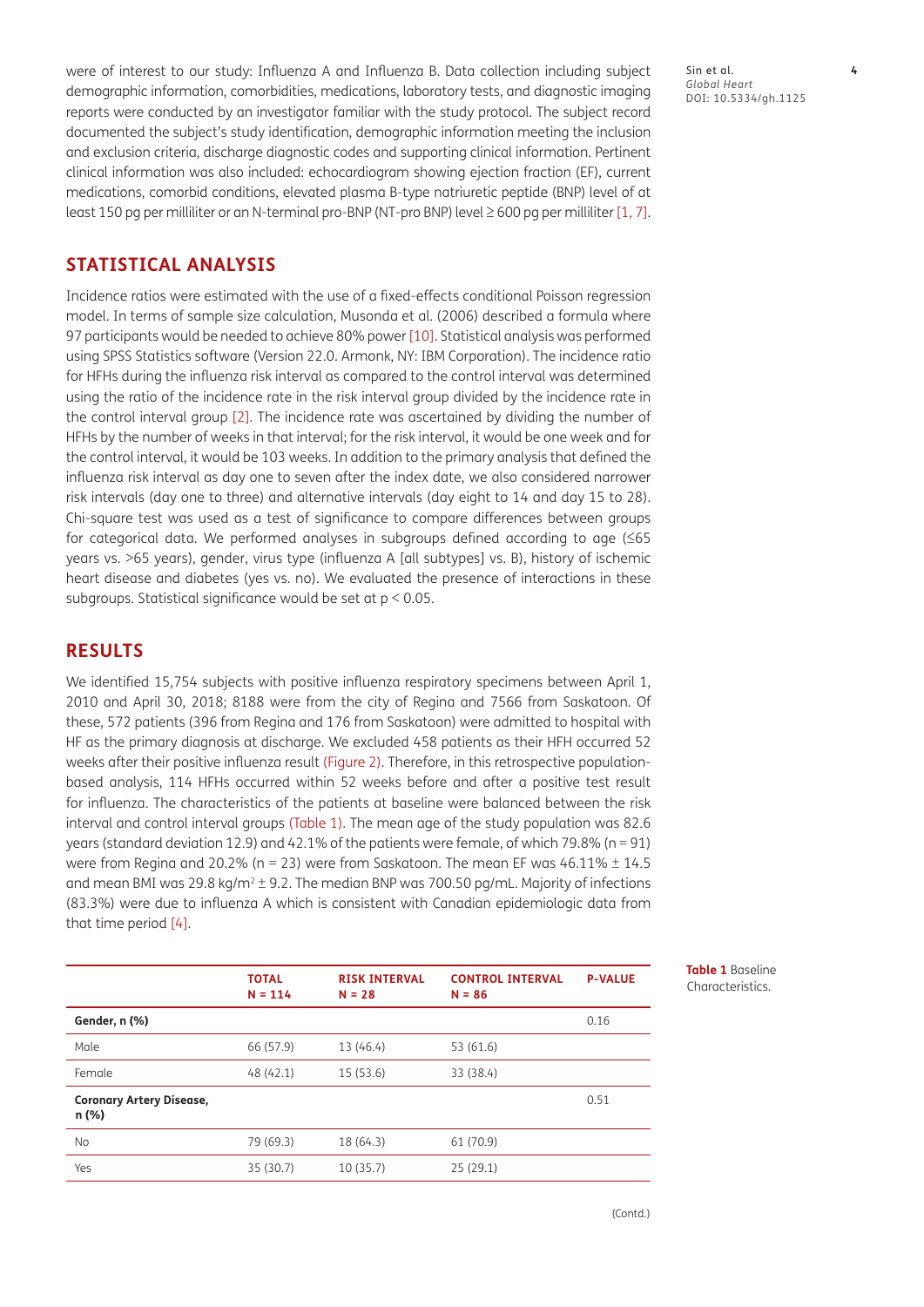were of interest to our study: Influenza A and Influenza B. Data collection including subject demographic information, comorbidities, medications, laboratory tests, and diagnostic imaging reports were conducted by an investigator familiar with the study protocol. The subject record documented the subject's study identification, demographic information meeting the inclusion and exclusion criteria, discharge diagnostic codes and supporting clinical information. Pertinent clinical information was also included: echocardiogram showing ejection fraction (EF), current medications, comorbid conditions, elevated plasma B-type natriuretic peptide (BNP) level of at least 150 pg per milliliter or an N-terminal pro-BNP (NT-pro BNP) level ≥ 600 pg per milliliter [1, 7].

## STATISTICAL ANALYSIS

Incidence ratios were estimated with the use of a fixed-effects conditional Poisson regression model. In terms of sample size calculation, Musonda et al. (2006) described a formula where 97 participants would be needed to achieve 80% power [10]. Statistical analysis was performed using SPSS Statistics software (Version 22.0. Armonk, NY: IBM Corporation). The incidence ratio for HFHs during the influenza risk interval as compared to the control interval was determined using the ratio of the incidence rate in the risk interval group divided by the incidence rate in the control interval group [2]. The incidence rate was ascertained by dividing the number of HFHs by the number of weeks in that interval; for the risk interval, it would be one week and for the control interval, it would be 103 weeks. In addition to the primary analysis that defined the influenza risk interval as day one to seven after the index date, we also considered narrower risk intervals (day one to three) and alternative intervals (day eight to 14 and day 15 to 28). Chi-square test was used as a test of significance to compare differences between groups for categorical data. We performed analyses in subgroups defined according to age (≤65 years vs. >65 years), gender, virus type (influenza A [all subtypes] vs. B), history of ischemic heart disease and diabetes (yes vs. no). We evaluated the presence of interactions in these subgroups. Statistical significance would be set at $p < 0.05$.

## RESULTS

We identified 15,754 subjects with positive influenza respiratory specimens between April 1, 2010 and April 30, 2018; 8188 were from the city of Regina and 7566 from Saskatoon. Of these, 572 patients (396 from Regina and 176 from Saskatoon) were admitted to hospital with HF as the primary diagnosis at discharge. We excluded 458 patients as their HFH occurred 52 weeks after their positive influenza result (Figure 2). Therefore, in this retrospective population-based analysis, 114 HFHs occurred within 52 weeks before and after a positive test result for influenza. The characteristics of the patients at baseline were balanced between the risk interval and control interval groups (Table 1). The mean age of the study population was 82.6 years (standard deviation 12.9) and 42.1% of the patients were female, of which 79.8% (n = 91) were from Regina and 20.2% (n = 23) were from Saskatoon. The mean EF was 46.11% ± 14.5 and mean BMI was 29.8 kg/m$^2$ ± 9.2. The median BNP was 700.50 pg/mL. Majority of infections (83.3%) were due to influenza A which is consistent with Canadian epidemiologic data from that time period [4].

**Table 1** Baseline Characteristics.

| | TOTAL N = 114 | RISK INTERVAL N = 28 | CONTROL INTERVAL N = 86 | P-VALUE |
|---|---|---|---|---|
| **Gender, n (%)** | | | | 0.16 |
| Male | 66 (57.9) | 13 (46.4) | 53 (61.6) | |
| Female | 48 (42.1) | 15 (53.6) | 33 (38.4) | |
| **Coronary Artery Disease, n (%)** | | | | 0.51 |
| No | 79 (69.3) | 18 (64.3) | 61 (70.9) | |
| Yes | 35 (30.7) | 10 (35.7) | 25 (29.1) | |

(Contd.)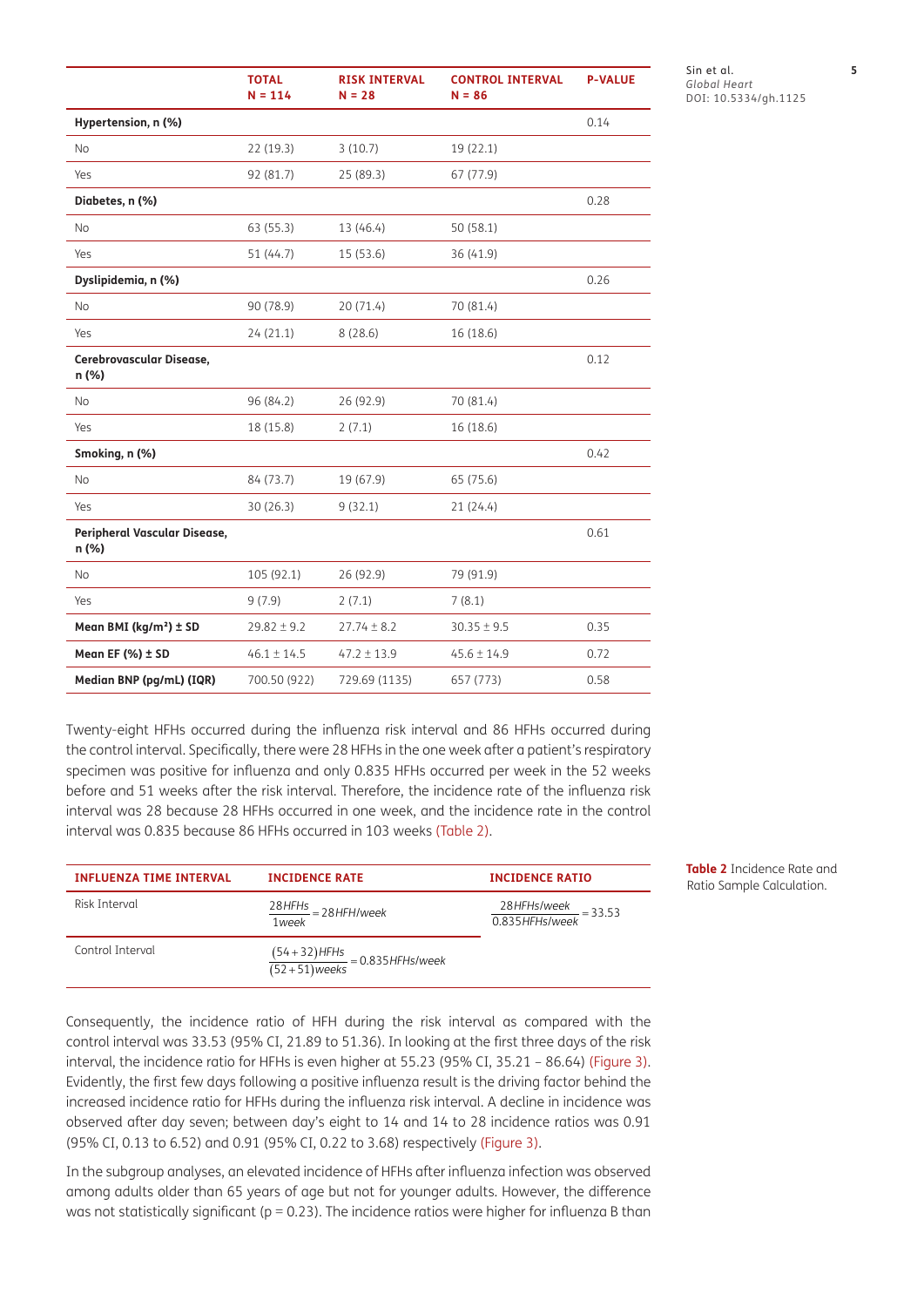| | TOTAL N = 114 | RISK INTERVAL N = 28 | CONTROL INTERVAL N = 86 | P-VALUE |
|---|---|---|---|---|
| **Hypertension, n (%)** | | | | 0.14 |
| No | 22 (19.3) | 3 (10.7) | 19 (22.1) | |
| Yes | 92 (81.7) | 25 (89.3) | 67 (77.9) | |
| **Diabetes, n (%)** | | | | 0.28 |
| No | 63 (55.3) | 13 (46.4) | 50 (58.1) | |
| Yes | 51 (44.7) | 15 (53.6) | 36 (41.9) | |
| **Dyslipidemia, n (%)** | | | | 0.26 |
| No | 90 (78.9) | 20 (71.4) | 70 (81.4) | |
| Yes | 24 (21.1) | 8 (28.6) | 16 (18.6) | |
| **Cerebrovascular Disease, n (%)** | | | | 0.12 |
| No | 96 (84.2) | 26 (92.9) | 70 (81.4) | |
| Yes | 18 (15.8) | 2 (7.1) | 16 (18.6) | |
| **Smoking, n (%)** | | | | 0.42 |
| No | 84 (73.7) | 19 (67.9) | 65 (75.6) | |
| Yes | 30 (26.3) | 9 (32.1) | 21 (24.4) | |
| **Peripheral Vascular Disease, n (%)** | | | | 0.61 |
| No | 105 (92.1) | 26 (92.9) | 79 (91.9) | |
| Yes | 9 (7.9) | 2 (7.1) | 7 (8.1) | |
| **Mean BMI (kg/m²) ± SD** | 29.82 ± 9.2 | 27.74 ± 8.2 | 30.35 ± 9.5 | 0.35 |
| **Mean EF (%) ± SD** | 46.1 ± 14.5 | 47.2 ± 13.9 | 45.6 ± 14.9 | 0.72 |
| **Median BNP (pg/mL) (IQR)** | 700.50 (922) | 729.69 (1135) | 657 (773) | 0.58 |

Twenty-eight HFHs occurred during the influenza risk interval and 86 HFHs occurred during the control interval. Specifically, there were 28 HFHs in the one week after a patient's respiratory specimen was positive for influenza and only 0.835 HFHs occurred per week in the 52 weeks before and 51 weeks after the risk interval. Therefore, the incidence rate of the influenza risk interval was 28 because 28 HFHs occurred in one week, and the incidence rate in the control interval was 0.835 because 86 HFHs occurred in 103 weeks (Table 2).

| INFLUENZA TIME INTERVAL | INCIDENCE RATE | INCIDENCE RATIO |
|---|---|---|
| Risk Interval | $\frac{28 HFHs}{1 week} = 28 HFH/week$ | $\frac{28 HFHs/week}{0.835 HFHs/week} = 33.53$ |
| Control Interval | $\frac{(54+32) HFHs}{(52+51) weeks} = 0.835 HFHs/week$ | |

**Table 2** Incidence Rate and Ratio Sample Calculation.

Consequently, the incidence ratio of HFH during the risk interval as compared with the control interval was 33.53 (95% CI, 21.89 to 51.36). In looking at the first three days of the risk interval, the incidence ratio for HFHs is even higher at 55.23 (95% CI, 35.21 – 86.64) (Figure 3). Evidently, the first few days following a positive influenza result is the driving factor behind the increased incidence ratio for HFHs during the influenza risk interval. A decline in incidence was observed after day seven; between day's eight to 14 and 14 to 28 incidence ratios was 0.91 (95% CI, 0.13 to 6.52) and 0.91 (95% CI, 0.22 to 3.68) respectively (Figure 3).

In the subgroup analyses, an elevated incidence of HFHs after influenza infection was observed among adults older than 65 years of age but not for younger adults. However, the difference was not statistically significant (p = 0.23). The incidence ratios were higher for influenza B than